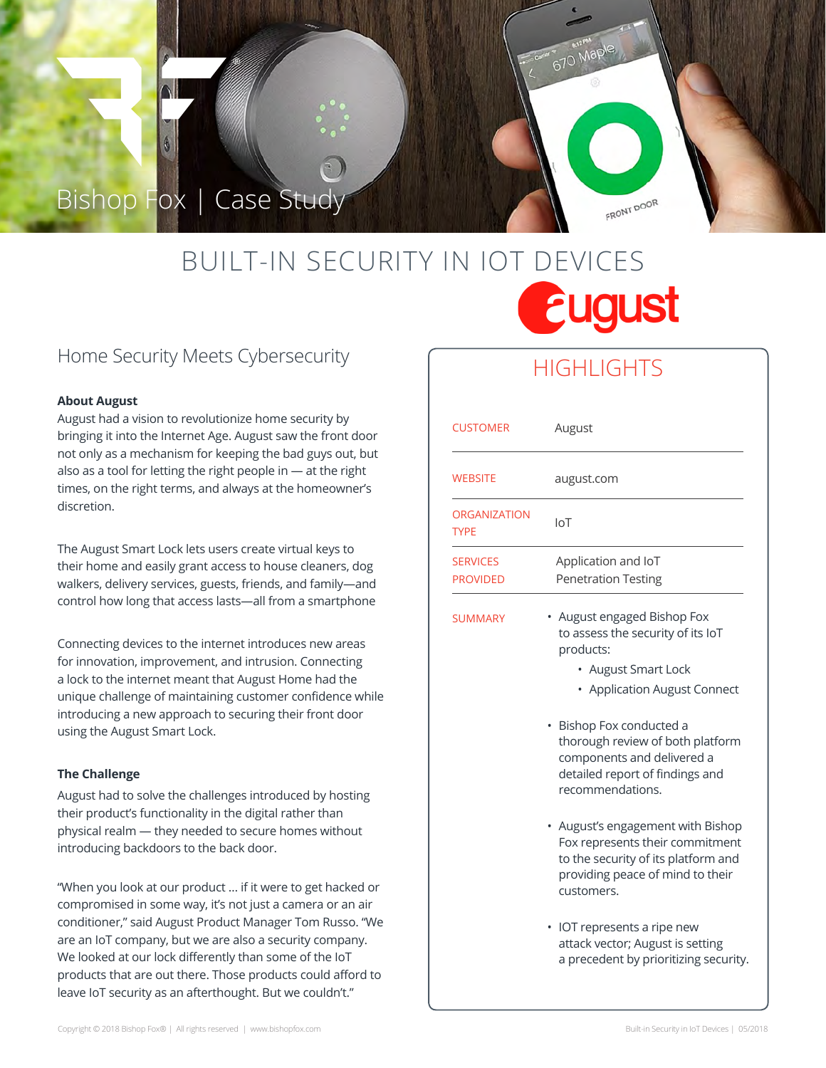Bishop Fox | Case Study

# BUILT-IN SECURITY IN IOT DEVICES

august

## Home Security Meets Cybersecurity

**About August**

August had a vision to revolutionize home security by bringing it into the Internet Age. August saw the front door not only as a mechanism for keeping the bad guys out, but also as a tool for letting the right people in — at the right times, on the right terms, and always at the homeowner's discretion.

The August Smart Lock lets users create virtual keys to their home and easily grant access to house cleaners, dog walkers, delivery services, guests, friends, and family—and control how long that access lasts—all from a smartphone

Connecting devices to the internet introduces new areas for innovation, improvement, and intrusion. Connecting a lock to the internet meant that August Home had the unique challenge of maintaining customer confidence while introducing a new approach to securing their front door using the August Smart Lock.

**The Challenge**

August had to solve the challenges introduced by hosting their product's functionality in the digital rather than physical realm — they needed to secure homes without introducing backdoors to the back door.

"When you look at our product ... if it were to get hacked or compromised in some way, it's not just a camera or an air conditioner," said August Product Manager Tom Russo. "We are an IoT company, but we are also a security company. We looked at our lock differently than some of the IoT products that are out there. Those products could afford to leave IoT security as an afterthought. But we couldn't."

## HIGHLIGHTS

| | |
|---|---|
| CUSTOMER | August |
| WEBSITE | august.com |
| ORGANIZATION TYPE | IoT |
| SERVICES PROVIDED | Application and IoT Penetration Testing |

SUMMARY

- August engaged Bishop Fox to assess the security of its IoT products:
  - August Smart Lock
  - Application August Connect
- Bishop Fox conducted a thorough review of both platform components and delivered a detailed report of findings and recommendations.
- August's engagement with Bishop Fox represents their commitment to the security of its platform and providing peace of mind to their customers.
- IOT represents a ripe new attack vector; August is setting a precedent by prioritizing security.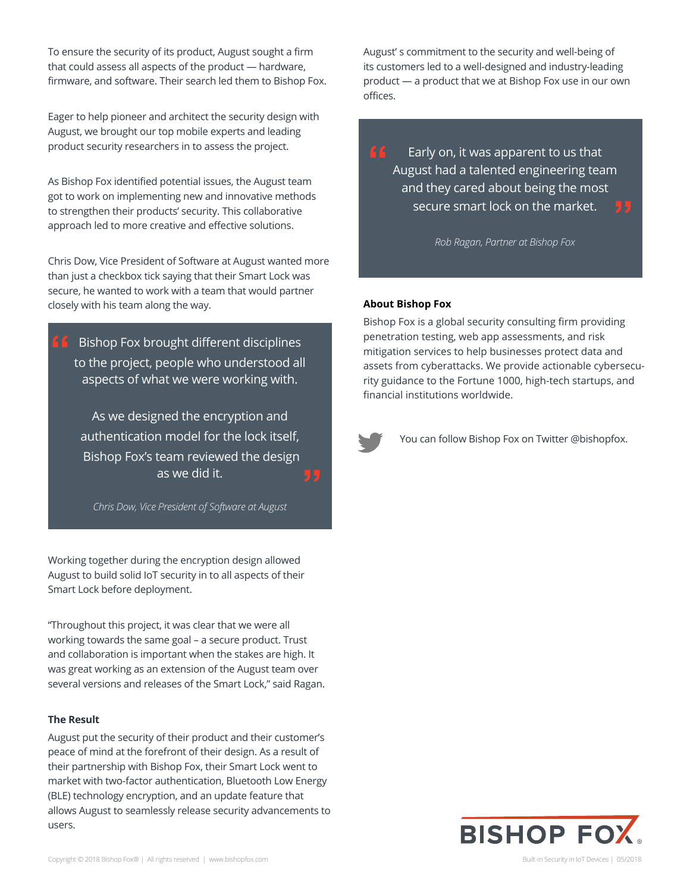To ensure the security of its product, August sought a firm that could assess all aspects of the product — hardware, firmware, and software. Their search led them to Bishop Fox.

Eager to help pioneer and architect the security design with August, we brought our top mobile experts and leading product security researchers in to assess the project.

As Bishop Fox identified potential issues, the August team got to work on implementing new and innovative methods to strengthen their products' security. This collaborative approach led to more creative and effective solutions.

Chris Dow, Vice President of Software at August wanted more than just a checkbox tick saying that their Smart Lock was secure, he wanted to work with a team that would partner closely with his team along the way.

> Bishop Fox brought different disciplines to the project, people who understood all aspects of what we were working with.
>
> As we designed the encryption and authentication model for the lock itself, Bishop Fox's team reviewed the design as we did it.
>
> *Chris Dow, Vice President of Software at August*

Working together during the encryption design allowed August to build solid IoT security in to all aspects of their Smart Lock before deployment.

"Throughout this project, it was clear that we were all working towards the same goal – a secure product. Trust and collaboration is important when the stakes are high. It was great working as an extension of the August team over several versions and releases of the Smart Lock," said Ragan.

### The Result

August put the security of their product and their customer's peace of mind at the forefront of their design. As a result of their partnership with Bishop Fox, their Smart Lock went to market with two-factor authentication, Bluetooth Low Energy (BLE) technology encryption, and an update feature that allows August to seamlessly release security advancements to users.

August' s commitment to the security and well-being of its customers led to a well-designed and industry-leading product — a product that we at Bishop Fox use in our own offices.

> Early on, it was apparent to us that August had a talented engineering team and they cared about being the most secure smart lock on the market.
>
> *Rob Ragan, Partner at Bishop Fox*

### About Bishop Fox

Bishop Fox is a global security consulting firm providing penetration testing, web app assessments, and risk mitigation services to help businesses protect data and assets from cyberattacks. We provide actionable cybersecurity guidance to the Fortune 1000, high-tech startups, and financial institutions worldwide.

You can follow Bishop Fox on Twitter @bishopfox.

BISHOP FOX